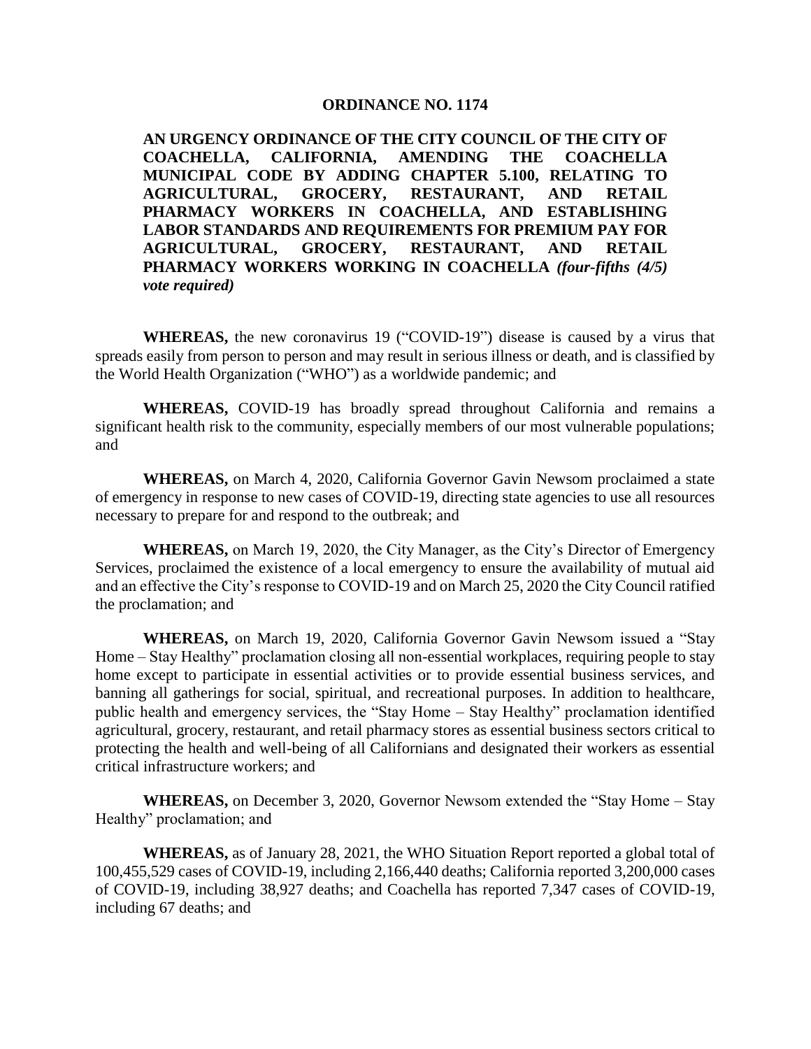# ORDINANCE NO. 1174

**AN URGENCY ORDINANCE OF THE CITY COUNCIL OF THE CITY OF COACHELLA, CALIFORNIA, AMENDING THE COACHELLA MUNICIPAL CODE BY ADDING CHAPTER 5.100, RELATING TO AGRICULTURAL, GROCERY, RESTAURANT, AND RETAIL PHARMACY WORKERS IN COACHELLA, AND ESTABLISHING LABOR STANDARDS AND REQUIREMENTS FOR PREMIUM PAY FOR AGRICULTURAL, GROCERY, RESTAURANT, AND RETAIL PHARMACY WORKERS WORKING IN COACHELLA** ***(four-fifths (4/5) vote required)***

**WHEREAS,** the new coronavirus 19 ("COVID-19") disease is caused by a virus that spreads easily from person to person and may result in serious illness or death, and is classified by the World Health Organization ("WHO") as a worldwide pandemic; and

**WHEREAS,** COVID-19 has broadly spread throughout California and remains a significant health risk to the community, especially members of our most vulnerable populations; and

**WHEREAS,** on March 4, 2020, California Governor Gavin Newsom proclaimed a state of emergency in response to new cases of COVID-19, directing state agencies to use all resources necessary to prepare for and respond to the outbreak; and

**WHEREAS,** on March 19, 2020, the City Manager, as the City's Director of Emergency Services, proclaimed the existence of a local emergency to ensure the availability of mutual aid and an effective the City's response to COVID-19 and on March 25, 2020 the City Council ratified the proclamation; and

**WHEREAS,** on March 19, 2020, California Governor Gavin Newsom issued a "Stay Home – Stay Healthy" proclamation closing all non-essential workplaces, requiring people to stay home except to participate in essential activities or to provide essential business services, and banning all gatherings for social, spiritual, and recreational purposes. In addition to healthcare, public health and emergency services, the "Stay Home – Stay Healthy" proclamation identified agricultural, grocery, restaurant, and retail pharmacy stores as essential business sectors critical to protecting the health and well-being of all Californians and designated their workers as essential critical infrastructure workers; and

**WHEREAS,** on December 3, 2020, Governor Newsom extended the "Stay Home – Stay Healthy" proclamation; and

**WHEREAS,** as of January 28, 2021, the WHO Situation Report reported a global total of 100,455,529 cases of COVID-19, including 2,166,440 deaths; California reported 3,200,000 cases of COVID-19, including 38,927 deaths; and Coachella has reported 7,347 cases of COVID-19, including 67 deaths; and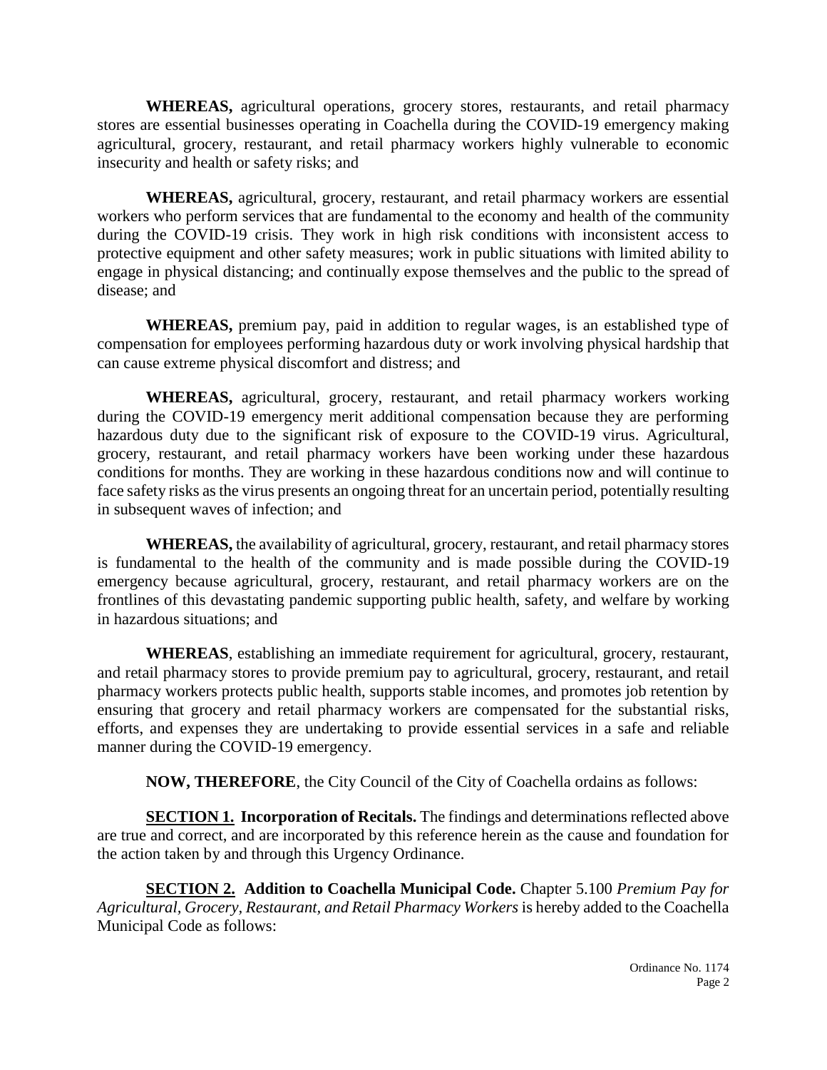**WHEREAS,** agricultural operations, grocery stores, restaurants, and retail pharmacy stores are essential businesses operating in Coachella during the COVID-19 emergency making agricultural, grocery, restaurant, and retail pharmacy workers highly vulnerable to economic insecurity and health or safety risks; and

**WHEREAS,** agricultural, grocery, restaurant, and retail pharmacy workers are essential workers who perform services that are fundamental to the economy and health of the community during the COVID-19 crisis. They work in high risk conditions with inconsistent access to protective equipment and other safety measures; work in public situations with limited ability to engage in physical distancing; and continually expose themselves and the public to the spread of disease; and

**WHEREAS,** premium pay, paid in addition to regular wages, is an established type of compensation for employees performing hazardous duty or work involving physical hardship that can cause extreme physical discomfort and distress; and

**WHEREAS,** agricultural, grocery, restaurant, and retail pharmacy workers working during the COVID-19 emergency merit additional compensation because they are performing hazardous duty due to the significant risk of exposure to the COVID-19 virus. Agricultural, grocery, restaurant, and retail pharmacy workers have been working under these hazardous conditions for months. They are working in these hazardous conditions now and will continue to face safety risks as the virus presents an ongoing threat for an uncertain period, potentially resulting in subsequent waves of infection; and

**WHEREAS,** the availability of agricultural, grocery, restaurant, and retail pharmacy stores is fundamental to the health of the community and is made possible during the COVID-19 emergency because agricultural, grocery, restaurant, and retail pharmacy workers are on the frontlines of this devastating pandemic supporting public health, safety, and welfare by working in hazardous situations; and

**WHEREAS**, establishing an immediate requirement for agricultural, grocery, restaurant, and retail pharmacy stores to provide premium pay to agricultural, grocery, restaurant, and retail pharmacy workers protects public health, supports stable incomes, and promotes job retention by ensuring that grocery and retail pharmacy workers are compensated for the substantial risks, efforts, and expenses they are undertaking to provide essential services in a safe and reliable manner during the COVID-19 emergency.

**NOW, THEREFORE**, the City Council of the City of Coachella ordains as follows:

**SECTION 1. Incorporation of Recitals.** The findings and determinations reflected above are true and correct, and are incorporated by this reference herein as the cause and foundation for the action taken by and through this Urgency Ordinance.

**SECTION 2. Addition to Coachella Municipal Code.** Chapter 5.100 *Premium Pay for Agricultural, Grocery, Restaurant, and Retail Pharmacy Workers* is hereby added to the Coachella Municipal Code as follows: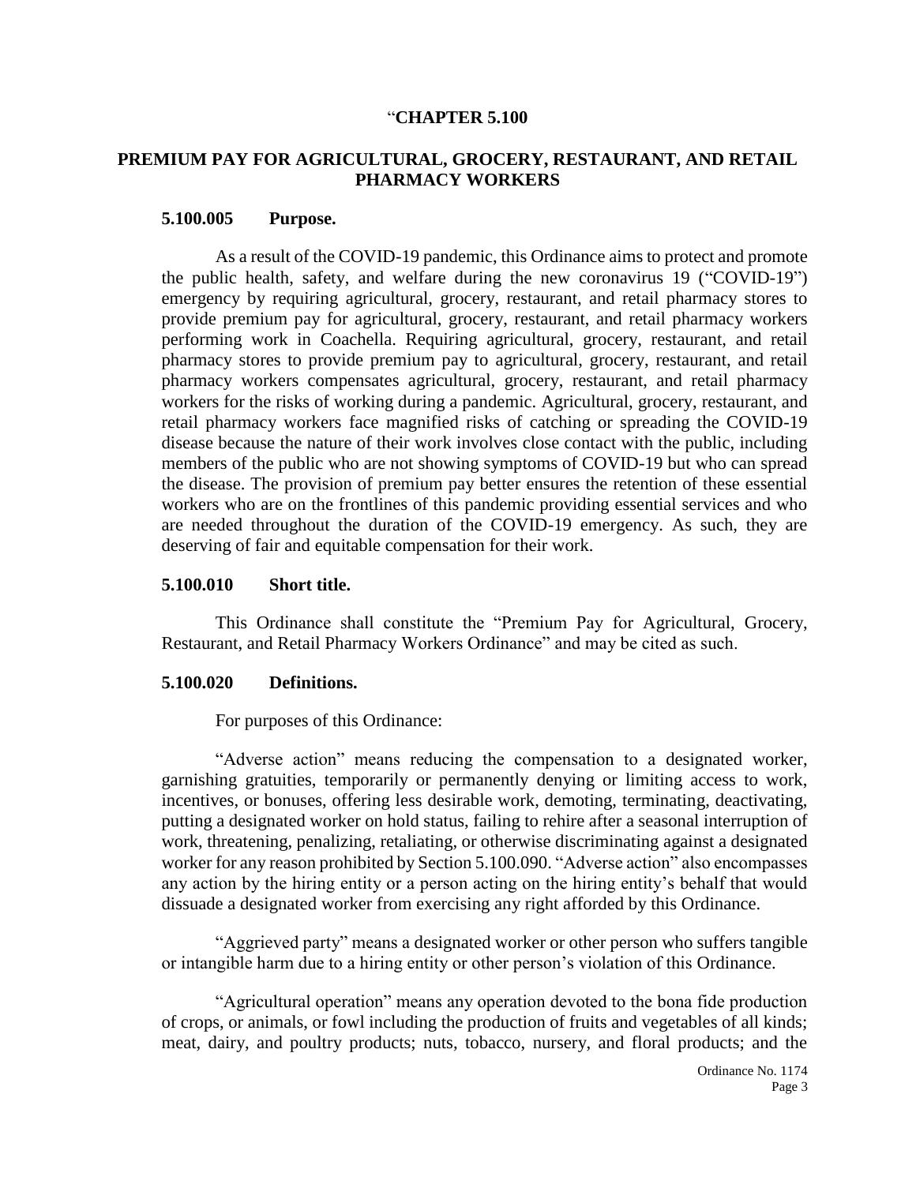“**CHAPTER 5.100**

## PREMIUM PAY FOR AGRICULTURAL, GROCERY, RESTAURANT, AND RETAIL PHARMACY WORKERS

### 5.100.005 Purpose.

As a result of the COVID-19 pandemic, this Ordinance aims to protect and promote the public health, safety, and welfare during the new coronavirus 19 (“COVID-19”) emergency by requiring agricultural, grocery, restaurant, and retail pharmacy stores to provide premium pay for agricultural, grocery, restaurant, and retail pharmacy workers performing work in Coachella. Requiring agricultural, grocery, restaurant, and retail pharmacy stores to provide premium pay to agricultural, grocery, restaurant, and retail pharmacy workers compensates agricultural, grocery, restaurant, and retail pharmacy workers for the risks of working during a pandemic. Agricultural, grocery, restaurant, and retail pharmacy workers face magnified risks of catching or spreading the COVID-19 disease because the nature of their work involves close contact with the public, including members of the public who are not showing symptoms of COVID-19 but who can spread the disease. The provision of premium pay better ensures the retention of these essential workers who are on the frontlines of this pandemic providing essential services and who are needed throughout the duration of the COVID-19 emergency. As such, they are deserving of fair and equitable compensation for their work.

### 5.100.010 Short title.

This Ordinance shall constitute the “Premium Pay for Agricultural, Grocery, Restaurant, and Retail Pharmacy Workers Ordinance” and may be cited as such.

### 5.100.020 Definitions.

For purposes of this Ordinance:

“Adverse action” means reducing the compensation to a designated worker, garnishing gratuities, temporarily or permanently denying or limiting access to work, incentives, or bonuses, offering less desirable work, demoting, terminating, deactivating, putting a designated worker on hold status, failing to rehire after a seasonal interruption of work, threatening, penalizing, retaliating, or otherwise discriminating against a designated worker for any reason prohibited by Section 5.100.090. “Adverse action” also encompasses any action by the hiring entity or a person acting on the hiring entity’s behalf that would dissuade a designated worker from exercising any right afforded by this Ordinance.

“Aggrieved party” means a designated worker or other person who suffers tangible or intangible harm due to a hiring entity or other person’s violation of this Ordinance.

“Agricultural operation” means any operation devoted to the bona fide production of crops, or animals, or fowl including the production of fruits and vegetables of all kinds; meat, dairy, and poultry products; nuts, tobacco, nursery, and floral products; and the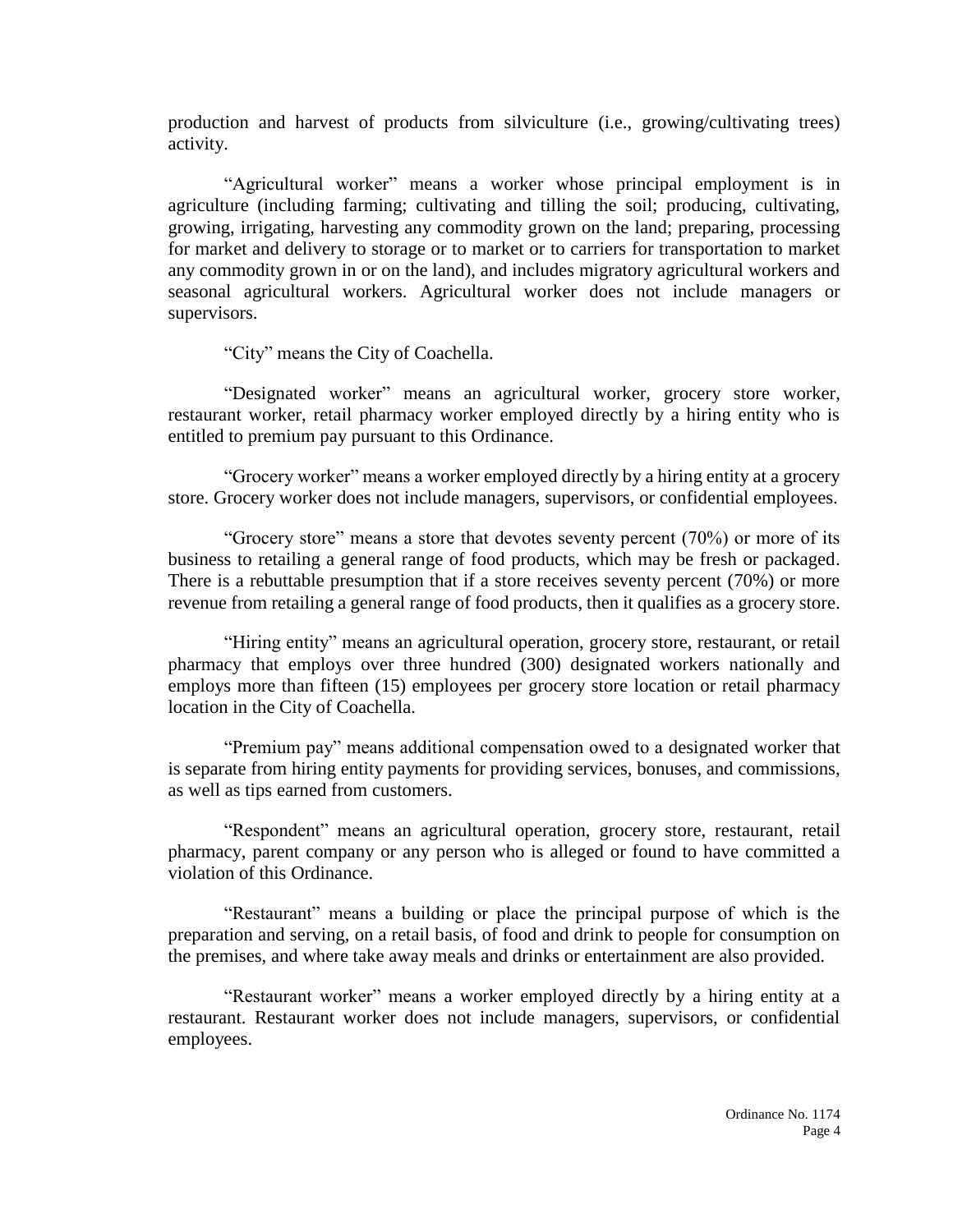production and harvest of products from silviculture (i.e., growing/cultivating trees) activity.

"Agricultural worker" means a worker whose principal employment is in agriculture (including farming; cultivating and tilling the soil; producing, cultivating, growing, irrigating, harvesting any commodity grown on the land; preparing, processing for market and delivery to storage or to market or to carriers for transportation to market any commodity grown in or on the land), and includes migratory agricultural workers and seasonal agricultural workers. Agricultural worker does not include managers or supervisors.

"City" means the City of Coachella.

"Designated worker" means an agricultural worker, grocery store worker, restaurant worker, retail pharmacy worker employed directly by a hiring entity who is entitled to premium pay pursuant to this Ordinance.

"Grocery worker" means a worker employed directly by a hiring entity at a grocery store. Grocery worker does not include managers, supervisors, or confidential employees.

"Grocery store" means a store that devotes seventy percent (70%) or more of its business to retailing a general range of food products, which may be fresh or packaged. There is a rebuttable presumption that if a store receives seventy percent (70%) or more revenue from retailing a general range of food products, then it qualifies as a grocery store.

"Hiring entity" means an agricultural operation, grocery store, restaurant, or retail pharmacy that employs over three hundred (300) designated workers nationally and employs more than fifteen (15) employees per grocery store location or retail pharmacy location in the City of Coachella.

"Premium pay" means additional compensation owed to a designated worker that is separate from hiring entity payments for providing services, bonuses, and commissions, as well as tips earned from customers.

"Respondent" means an agricultural operation, grocery store, restaurant, retail pharmacy, parent company or any person who is alleged or found to have committed a violation of this Ordinance.

"Restaurant" means a building or place the principal purpose of which is the preparation and serving, on a retail basis, of food and drink to people for consumption on the premises, and where take away meals and drinks or entertainment are also provided.

"Restaurant worker" means a worker employed directly by a hiring entity at a restaurant. Restaurant worker does not include managers, supervisors, or confidential employees.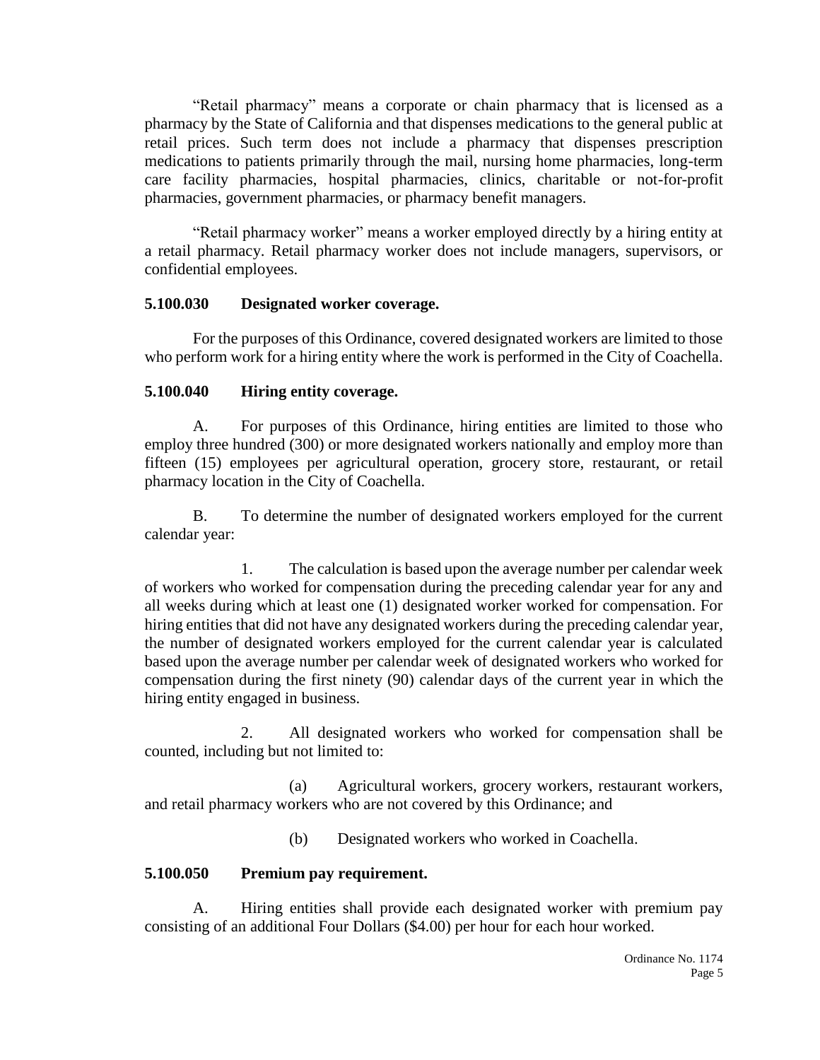"Retail pharmacy" means a corporate or chain pharmacy that is licensed as a pharmacy by the State of California and that dispenses medications to the general public at retail prices. Such term does not include a pharmacy that dispenses prescription medications to patients primarily through the mail, nursing home pharmacies, long-term care facility pharmacies, hospital pharmacies, clinics, charitable or not-for-profit pharmacies, government pharmacies, or pharmacy benefit managers.

"Retail pharmacy worker" means a worker employed directly by a hiring entity at a retail pharmacy. Retail pharmacy worker does not include managers, supervisors, or confidential employees.

**5.100.030 Designated worker coverage.**

For the purposes of this Ordinance, covered designated workers are limited to those who perform work for a hiring entity where the work is performed in the City of Coachella.

**5.100.040 Hiring entity coverage.**

A. For purposes of this Ordinance, hiring entities are limited to those who employ three hundred (300) or more designated workers nationally and employ more than fifteen (15) employees per agricultural operation, grocery store, restaurant, or retail pharmacy location in the City of Coachella.

B. To determine the number of designated workers employed for the current calendar year:

1. The calculation is based upon the average number per calendar week of workers who worked for compensation during the preceding calendar year for any and all weeks during which at least one (1) designated worker worked for compensation. For hiring entities that did not have any designated workers during the preceding calendar year, the number of designated workers employed for the current calendar year is calculated based upon the average number per calendar week of designated workers who worked for compensation during the first ninety (90) calendar days of the current year in which the hiring entity engaged in business.

2. All designated workers who worked for compensation shall be counted, including but not limited to:

(a) Agricultural workers, grocery workers, restaurant workers, and retail pharmacy workers who are not covered by this Ordinance; and

(b) Designated workers who worked in Coachella.

**5.100.050 Premium pay requirement.**

A. Hiring entities shall provide each designated worker with premium pay consisting of an additional Four Dollars ($4.00) per hour for each hour worked.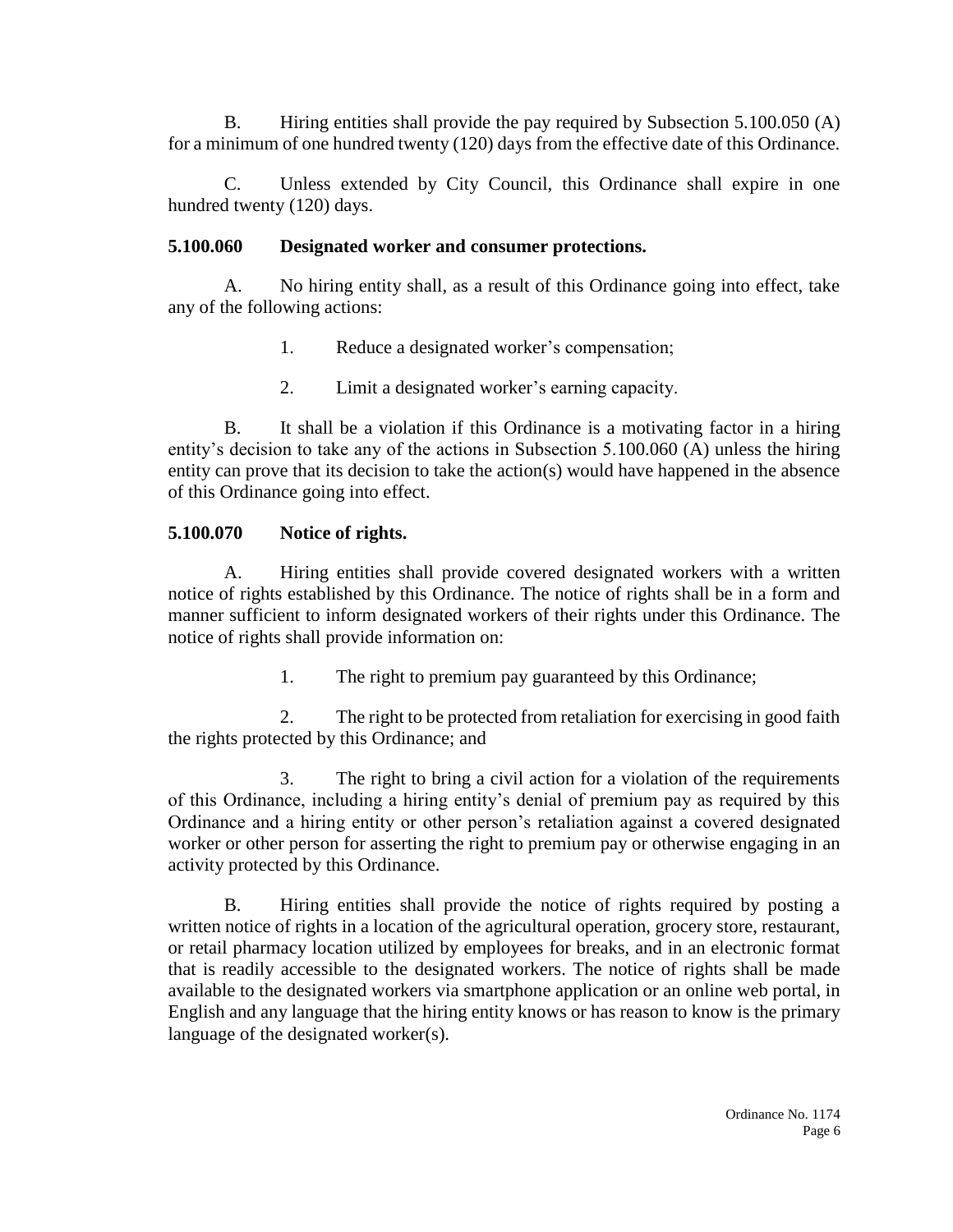B. Hiring entities shall provide the pay required by Subsection 5.100.050 (A) for a minimum of one hundred twenty (120) days from the effective date of this Ordinance.

C. Unless extended by City Council, this Ordinance shall expire in one hundred twenty (120) days.

**5.100.060 Designated worker and consumer protections.**

A. No hiring entity shall, as a result of this Ordinance going into effect, take any of the following actions:

1. Reduce a designated worker's compensation;

2. Limit a designated worker's earning capacity.

B. It shall be a violation if this Ordinance is a motivating factor in a hiring entity's decision to take any of the actions in Subsection 5.100.060 (A) unless the hiring entity can prove that its decision to take the action(s) would have happened in the absence of this Ordinance going into effect.

**5.100.070 Notice of rights.**

A. Hiring entities shall provide covered designated workers with a written notice of rights established by this Ordinance. The notice of rights shall be in a form and manner sufficient to inform designated workers of their rights under this Ordinance. The notice of rights shall provide information on:

1. The right to premium pay guaranteed by this Ordinance;

2. The right to be protected from retaliation for exercising in good faith the rights protected by this Ordinance; and

3. The right to bring a civil action for a violation of the requirements of this Ordinance, including a hiring entity's denial of premium pay as required by this Ordinance and a hiring entity or other person's retaliation against a covered designated worker or other person for asserting the right to premium pay or otherwise engaging in an activity protected by this Ordinance.

B. Hiring entities shall provide the notice of rights required by posting a written notice of rights in a location of the agricultural operation, grocery store, restaurant, or retail pharmacy location utilized by employees for breaks, and in an electronic format that is readily accessible to the designated workers. The notice of rights shall be made available to the designated workers via smartphone application or an online web portal, in English and any language that the hiring entity knows or has reason to know is the primary language of the designated worker(s).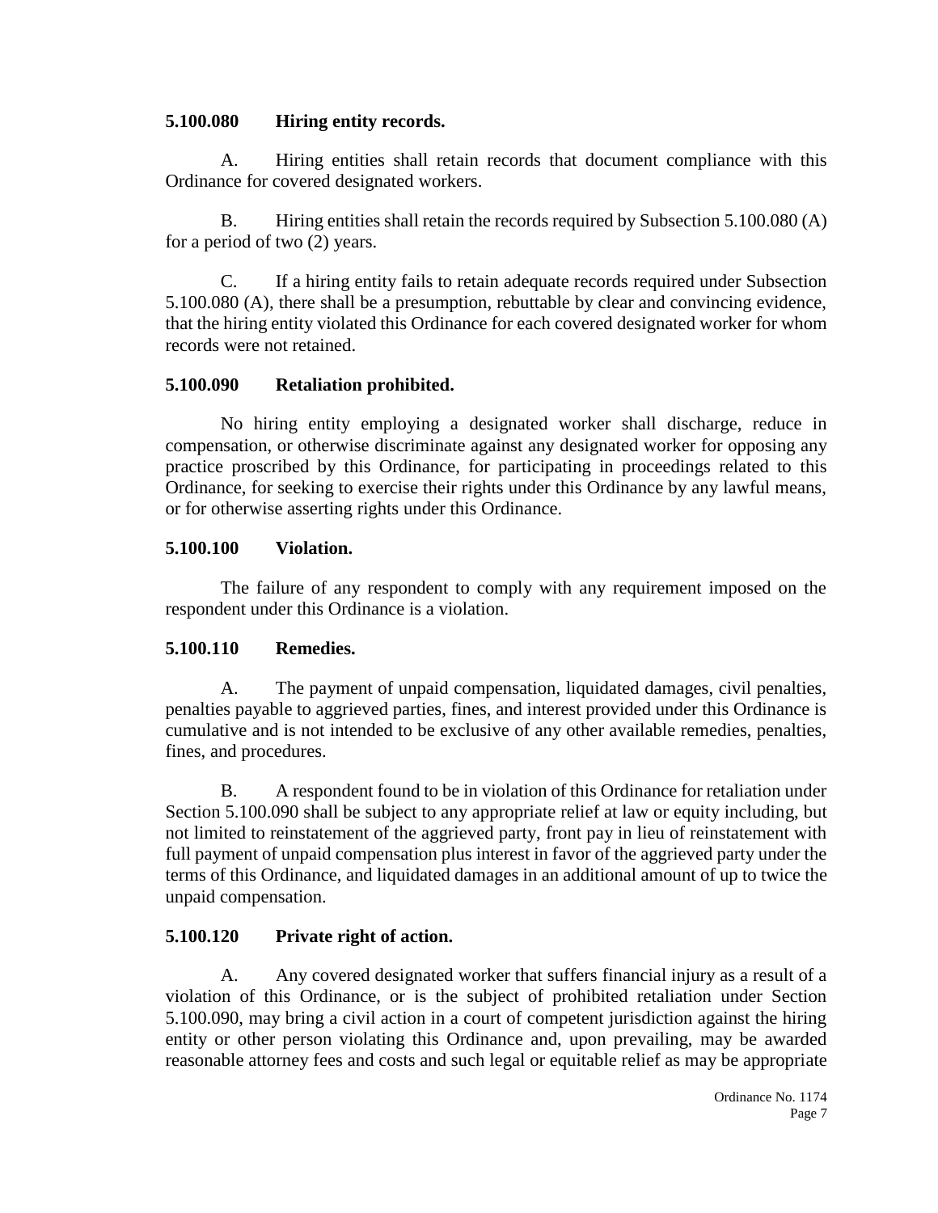**5.100.080 Hiring entity records.**

A. Hiring entities shall retain records that document compliance with this Ordinance for covered designated workers.

B. Hiring entities shall retain the records required by Subsection 5.100.080 (A) for a period of two (2) years.

C. If a hiring entity fails to retain adequate records required under Subsection 5.100.080 (A), there shall be a presumption, rebuttable by clear and convincing evidence, that the hiring entity violated this Ordinance for each covered designated worker for whom records were not retained.

**5.100.090 Retaliation prohibited.**

No hiring entity employing a designated worker shall discharge, reduce in compensation, or otherwise discriminate against any designated worker for opposing any practice proscribed by this Ordinance, for participating in proceedings related to this Ordinance, for seeking to exercise their rights under this Ordinance by any lawful means, or for otherwise asserting rights under this Ordinance.

**5.100.100 Violation.**

The failure of any respondent to comply with any requirement imposed on the respondent under this Ordinance is a violation.

**5.100.110 Remedies.**

A. The payment of unpaid compensation, liquidated damages, civil penalties, penalties payable to aggrieved parties, fines, and interest provided under this Ordinance is cumulative and is not intended to be exclusive of any other available remedies, penalties, fines, and procedures.

B. A respondent found to be in violation of this Ordinance for retaliation under Section 5.100.090 shall be subject to any appropriate relief at law or equity including, but not limited to reinstatement of the aggrieved party, front pay in lieu of reinstatement with full payment of unpaid compensation plus interest in favor of the aggrieved party under the terms of this Ordinance, and liquidated damages in an additional amount of up to twice the unpaid compensation.

**5.100.120 Private right of action.**

A. Any covered designated worker that suffers financial injury as a result of a violation of this Ordinance, or is the subject of prohibited retaliation under Section 5.100.090, may bring a civil action in a court of competent jurisdiction against the hiring entity or other person violating this Ordinance and, upon prevailing, may be awarded reasonable attorney fees and costs and such legal or equitable relief as may be appropriate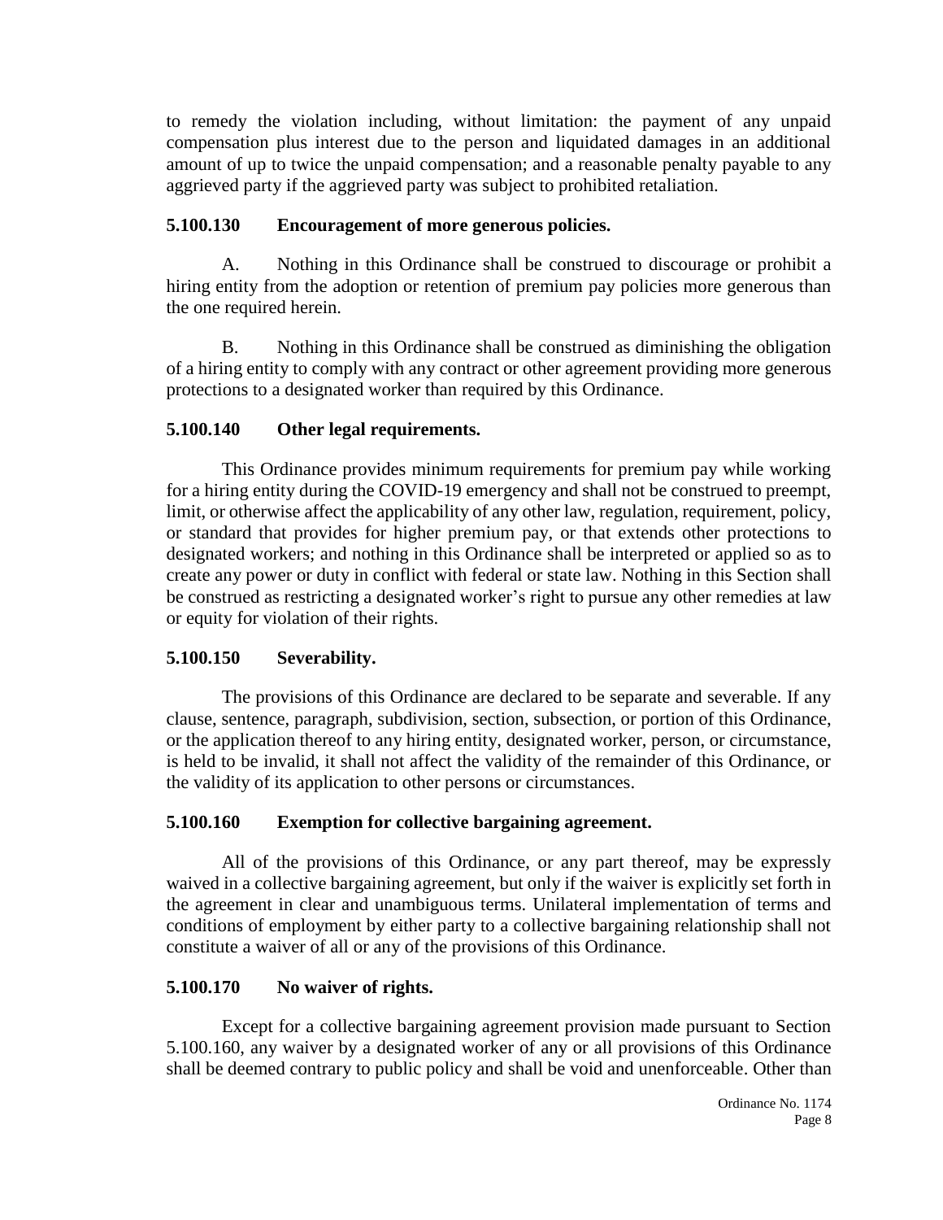to remedy the violation including, without limitation: the payment of any unpaid compensation plus interest due to the person and liquidated damages in an additional amount of up to twice the unpaid compensation; and a reasonable penalty payable to any aggrieved party if the aggrieved party was subject to prohibited retaliation.

### 5.100.130 Encouragement of more generous policies.

A. Nothing in this Ordinance shall be construed to discourage or prohibit a hiring entity from the adoption or retention of premium pay policies more generous than the one required herein.

B. Nothing in this Ordinance shall be construed as diminishing the obligation of a hiring entity to comply with any contract or other agreement providing more generous protections to a designated worker than required by this Ordinance.

### 5.100.140 Other legal requirements.

This Ordinance provides minimum requirements for premium pay while working for a hiring entity during the COVID-19 emergency and shall not be construed to preempt, limit, or otherwise affect the applicability of any other law, regulation, requirement, policy, or standard that provides for higher premium pay, or that extends other protections to designated workers; and nothing in this Ordinance shall be interpreted or applied so as to create any power or duty in conflict with federal or state law. Nothing in this Section shall be construed as restricting a designated worker's right to pursue any other remedies at law or equity for violation of their rights.

### 5.100.150 Severability.

The provisions of this Ordinance are declared to be separate and severable. If any clause, sentence, paragraph, subdivision, section, subsection, or portion of this Ordinance, or the application thereof to any hiring entity, designated worker, person, or circumstance, is held to be invalid, it shall not affect the validity of the remainder of this Ordinance, or the validity of its application to other persons or circumstances.

### 5.100.160 Exemption for collective bargaining agreement.

All of the provisions of this Ordinance, or any part thereof, may be expressly waived in a collective bargaining agreement, but only if the waiver is explicitly set forth in the agreement in clear and unambiguous terms. Unilateral implementation of terms and conditions of employment by either party to a collective bargaining relationship shall not constitute a waiver of all or any of the provisions of this Ordinance.

### 5.100.170 No waiver of rights.

Except for a collective bargaining agreement provision made pursuant to Section 5.100.160, any waiver by a designated worker of any or all provisions of this Ordinance shall be deemed contrary to public policy and shall be void and unenforceable. Other than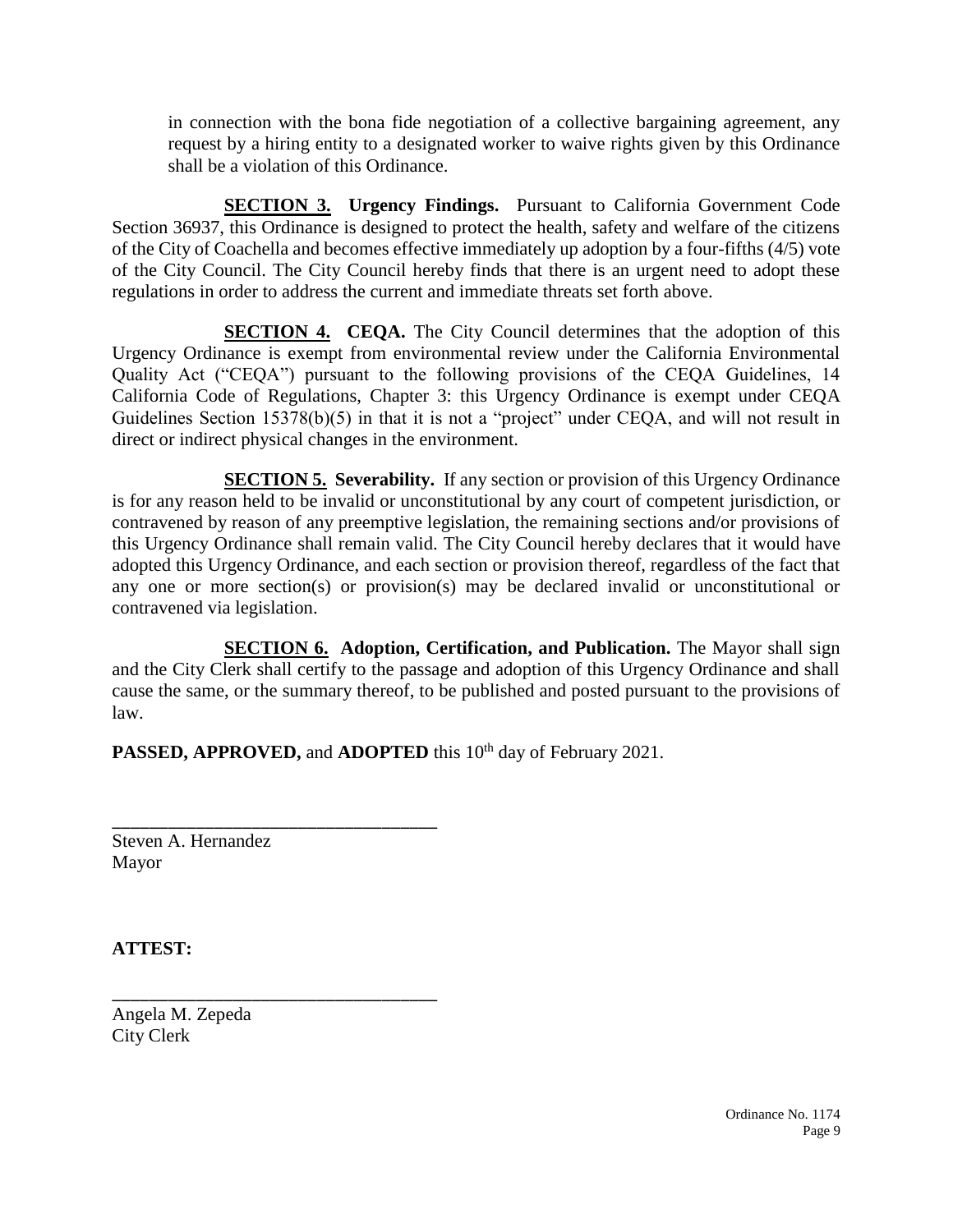in connection with the bona fide negotiation of a collective bargaining agreement, any request by a hiring entity to a designated worker to waive rights given by this Ordinance shall be a violation of this Ordinance.

**SECTION 3. Urgency Findings.** Pursuant to California Government Code Section 36937, this Ordinance is designed to protect the health, safety and welfare of the citizens of the City of Coachella and becomes effective immediately up adoption by a four-fifths (4/5) vote of the City Council. The City Council hereby finds that there is an urgent need to adopt these regulations in order to address the current and immediate threats set forth above.

**SECTION 4. CEQA.** The City Council determines that the adoption of this Urgency Ordinance is exempt from environmental review under the California Environmental Quality Act ("CEQA") pursuant to the following provisions of the CEQA Guidelines, 14 California Code of Regulations, Chapter 3: this Urgency Ordinance is exempt under CEQA Guidelines Section 15378(b)(5) in that it is not a "project" under CEQA, and will not result in direct or indirect physical changes in the environment.

**SECTION 5. Severability.** If any section or provision of this Urgency Ordinance is for any reason held to be invalid or unconstitutional by any court of competent jurisdiction, or contravened by reason of any preemptive legislation, the remaining sections and/or provisions of this Urgency Ordinance shall remain valid. The City Council hereby declares that it would have adopted this Urgency Ordinance, and each section or provision thereof, regardless of the fact that any one or more section(s) or provision(s) may be declared invalid or unconstitutional or contravened via legislation.

**SECTION 6. Adoption, Certification, and Publication.** The Mayor shall sign and the City Clerk shall certify to the passage and adoption of this Urgency Ordinance and shall cause the same, or the summary thereof, to be published and posted pursuant to the provisions of law.

**PASSED, APPROVED,** and **ADOPTED** this 10th day of February 2021.

\_\_\_\_\_\_\_\_\_\_\_\_\_\_\_\_\_\_\_\_\_\_\_\_\_\_\_\_\_\_\_\_\_\_\_

Steven A. Hernandez
Mayor

**ATTEST:**

\_\_\_\_\_\_\_\_\_\_\_\_\_\_\_\_\_\_\_\_\_\_\_\_\_\_\_\_\_\_\_\_\_\_\_

Angela M. Zepeda
City Clerk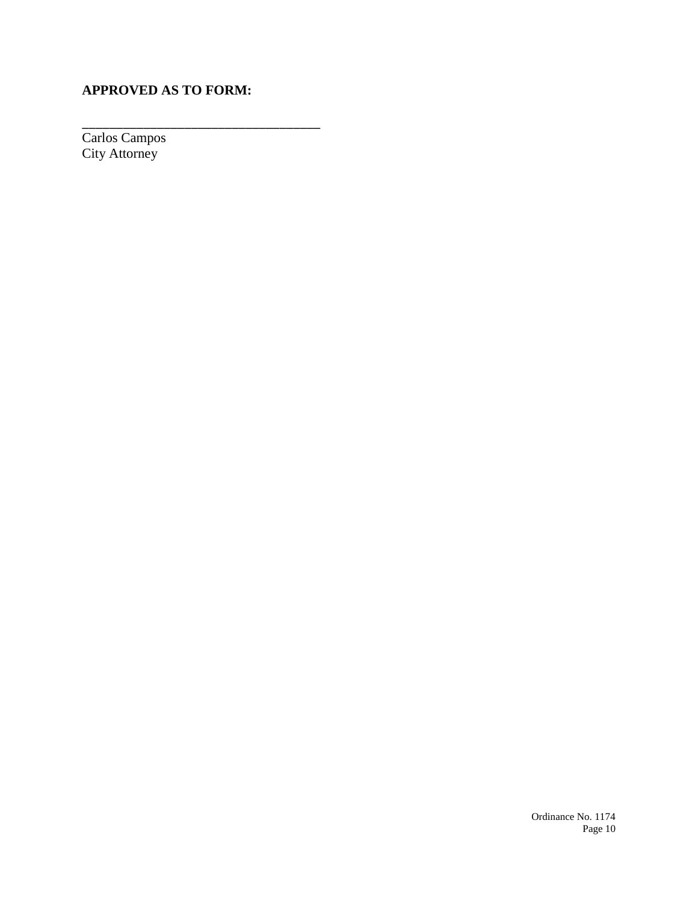**APPROVED AS TO FORM:**

___________________________________

Carlos Campos
City Attorney

Ordinance No. 1174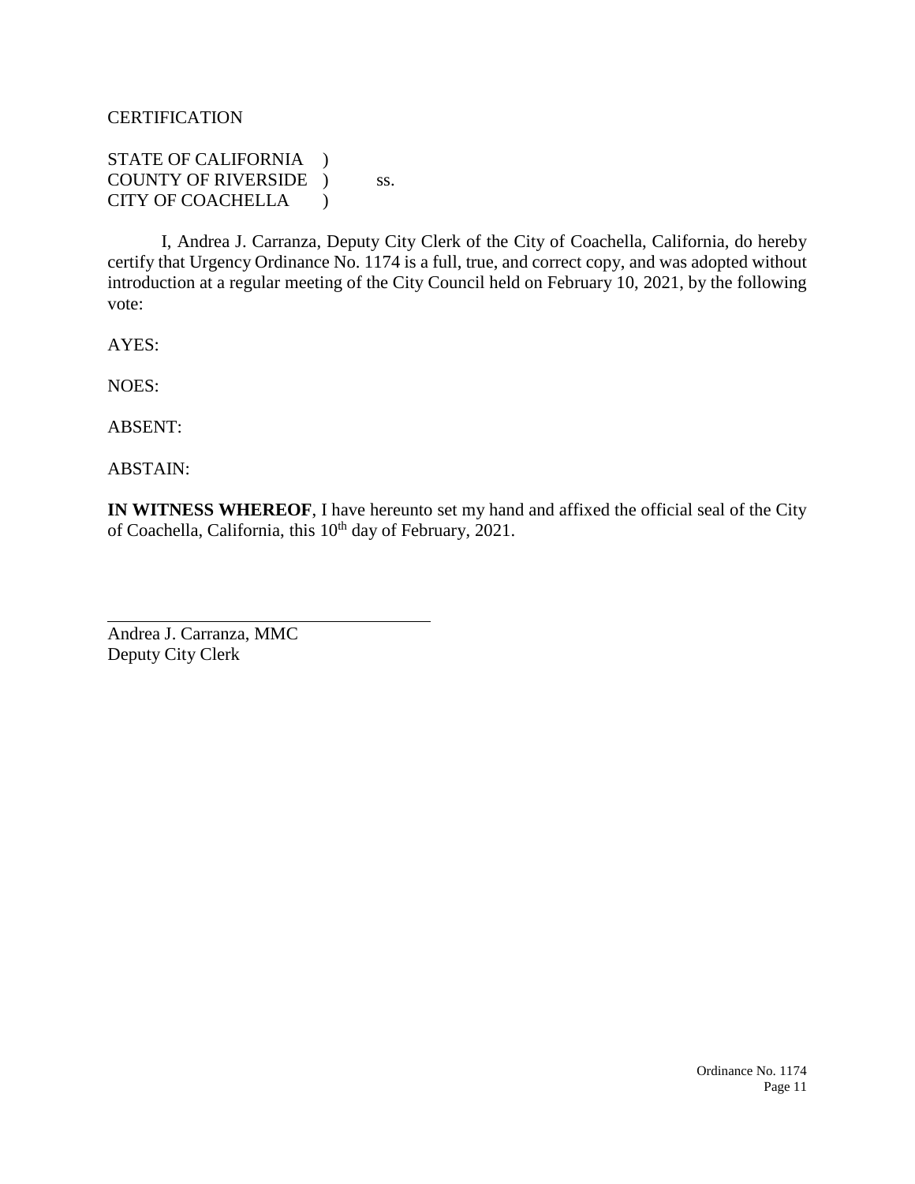CERTIFICATION

STATE OF CALIFORNIA )
COUNTY OF RIVERSIDE ) ss.
CITY OF COACHELLA )

I, Andrea J. Carranza, Deputy City Clerk of the City of Coachella, California, do hereby certify that Urgency Ordinance No. 1174 is a full, true, and correct copy, and was adopted without introduction at a regular meeting of the City Council held on February 10, 2021, by the following vote:

AYES:

NOES:

ABSENT:

ABSTAIN:

**IN WITNESS WHEREOF**, I have hereunto set my hand and affixed the official seal of the City of Coachella, California, this 10th day of February, 2021.

\_\_\_\_\_\_\_\_\_\_\_\_\_\_\_\_\_\_\_\_\_\_\_\_\_\_\_\_\_\_\_\_\_\_\_\_\_\_

Andrea J. Carranza, MMC
Deputy City Clerk